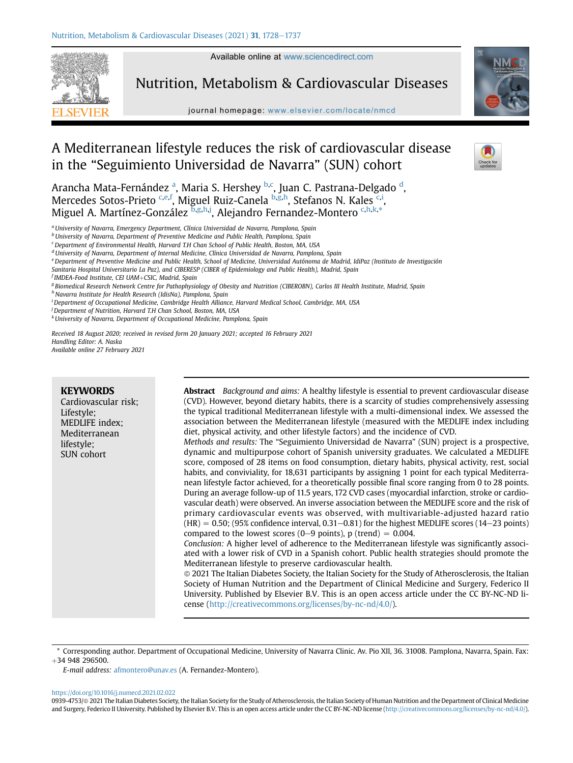# A Mediterranean lifestyle reduces the risk of cardiovascular disease in the "Seguimiento Universidad de Navarra" (SUN) cohort

Arancha Mata-Fernández [a], Maria S. Hershey [b,c], Juan C. Pastrana-Delgado [d], Mercedes Sotos-Prieto [c,e,f], Miguel Ruiz-Canela [b,g,h], Stefanos N. Kales [c,i], Miguel A. Martínez-González [b,g,h,j], Alejandro Fernandez-Montero [c,h,k,*]

[a] University of Navarra, Emergency Department, Clínica Universidad de Navarra, Pamplona, Spain
[b] University of Navarra, Department of Preventive Medicine and Public Health, Pamplona, Spain
[c] Department of Environmental Health, Harvard T.H Chan School of Public Health, Boston, MA, USA
[d] University of Navarra, Department of Internal Medicine, Clínica Universidad de Navarra, Pamplona, Spain
[e] Department of Preventive Medicine and Public Health, School of Medicine, Universidad Autónoma de Madrid, IdiPaz (Instituto de Investigación Sanitaria Hospital Universitario La Paz), and CIBERESP (CIBER of Epidemiology and Public Health), Madrid, Spain
[f] IMDEA-Food Institute, CEI UAM+CSIC, Madrid, Spain
[g] Biomedical Research Network Centre for Pathophysiology of Obesity and Nutrition (CIBEROBN), Carlos III Health Institute, Madrid, Spain
[h] Navarra Institute for Health Research (IdisNa), Pamplona, Spain
[i] Department of Occupational Medicine, Cambridge Health Alliance, Harvard Medical School, Cambridge, MA, USA
[j] Department of Nutrition, Harvard T.H Chan School, Boston, MA, USA
[k] University of Navarra, Department of Occupational Medicine, Pamplona, Spain

*Received 18 August 2020; received in revised form 20 January 2021; accepted 16 February 2021*
*Handling Editor: A. Naska*
*Available online 27 February 2021*

**KEYWORDS**
Cardiovascular risk;
Lifestyle;
MEDLIFE index;
Mediterranean lifestyle;
SUN cohort

**Abstract** *Background and aims:* A healthy lifestyle is essential to prevent cardiovascular disease (CVD). However, beyond dietary habits, there is a scarcity of studies comprehensively assessing the typical traditional Mediterranean lifestyle with a multi-dimensional index. We assessed the association between the Mediterranean lifestyle (measured with the MEDLIFE index including diet, physical activity, and other lifestyle factors) and the incidence of CVD.

*Methods and results:* The "Seguimiento Universidad de Navarra" (SUN) project is a prospective, dynamic and multipurpose cohort of Spanish university graduates. We calculated a MEDLIFE score, composed of 28 items on food consumption, dietary habits, physical activity, rest, social habits, and conviviality, for 18,631 participants by assigning 1 point for each typical Mediterranean lifestyle factor achieved, for a theoretically possible final score ranging from 0 to 28 points. During an average follow-up of 11.5 years, 172 CVD cases (myocardial infarction, stroke or cardiovascular death) were observed. An inverse association between the MEDLIFE score and the risk of primary cardiovascular events was observed, with multivariable-adjusted hazard ratio (HR) = 0.50; (95% confidence interval, 0.31–0.81) for the highest MEDLIFE scores (14–23 points) compared to the lowest scores (0–9 points), p (trend) = 0.004.

*Conclusion:* A higher level of adherence to the Mediterranean lifestyle was significantly associated with a lower risk of CVD in a Spanish cohort. Public health strategies should promote the Mediterranean lifestyle to preserve cardiovascular health.

© 2021 The Italian Diabetes Society, the Italian Society for the Study of Atherosclerosis, the Italian Society of Human Nutrition and the Department of Clinical Medicine and Surgery, Federico II University. Published by Elsevier B.V. This is an open access article under the CC BY-NC-ND license (http://creativecommons.org/licenses/by-nc-nd/4.0/).

\* Corresponding author. Department of Occupational Medicine, University of Navarra Clinic. Av. Pio XII, 36. 31008. Pamplona, Navarra, Spain. Fax: +34 948 296500.
*E-mail address:* afmontero@unav.es (A. Fernandez-Montero).

https://doi.org/10.1016/j.numecd.2021.02.022
0939-4753/© 2021 The Italian Diabetes Society, the Italian Society for the Study of Atherosclerosis, the Italian Society of Human Nutrition and the Department of Clinical Medicine and Surgery, Federico II University. Published by Elsevier B.V. This is an open access article under the CC BY-NC-ND license (http://creativecommons.org/licenses/by-nc-nd/4.0/).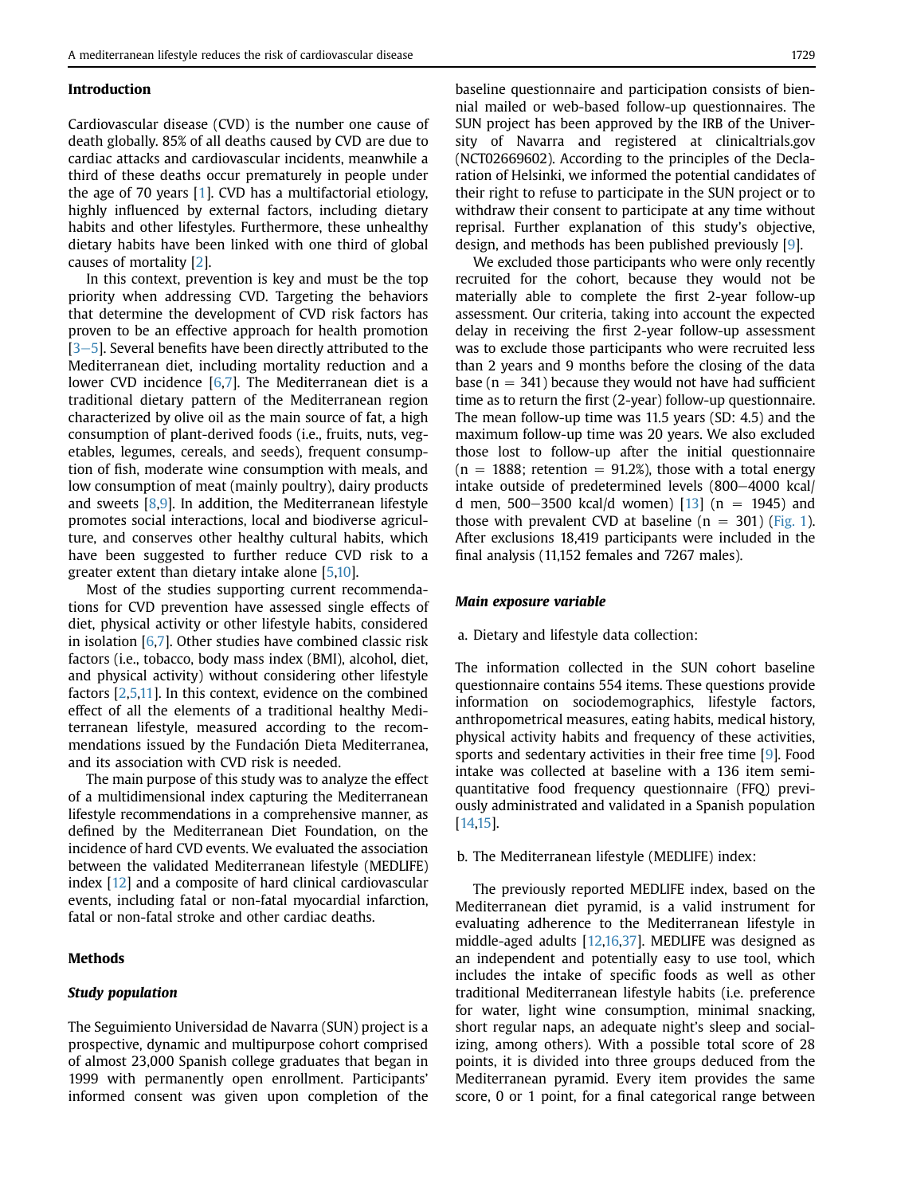## Introduction

Cardiovascular disease (CVD) is the number one cause of death globally. 85% of all deaths caused by CVD are due to cardiac attacks and cardiovascular incidents, meanwhile a third of these deaths occur prematurely in people under the age of 70 years [1]. CVD has a multifactorial etiology, highly influenced by external factors, including dietary habits and other lifestyles. Furthermore, these unhealthy dietary habits have been linked with one third of global causes of mortality [2].

In this context, prevention is key and must be the top priority when addressing CVD. Targeting the behaviors that determine the development of CVD risk factors has proven to be an effective approach for health promotion [3–5]. Several benefits have been directly attributed to the Mediterranean diet, including mortality reduction and a lower CVD incidence [6,7]. The Mediterranean diet is a traditional dietary pattern of the Mediterranean region characterized by olive oil as the main source of fat, a high consumption of plant-derived foods (i.e., fruits, nuts, vegetables, legumes, cereals, and seeds), frequent consumption of fish, moderate wine consumption with meals, and low consumption of meat (mainly poultry), dairy products and sweets [8,9]. In addition, the Mediterranean lifestyle promotes social interactions, local and biodiverse agriculture, and conserves other healthy cultural habits, which have been suggested to further reduce CVD risk to a greater extent than dietary intake alone [5,10].

Most of the studies supporting current recommendations for CVD prevention have assessed single effects of diet, physical activity or other lifestyle habits, considered in isolation [6,7]. Other studies have combined classic risk factors (i.e., tobacco, body mass index (BMI), alcohol, diet, and physical activity) without considering other lifestyle factors [2,5,11]. In this context, evidence on the combined effect of all the elements of a traditional healthy Mediterranean lifestyle, measured according to the recommendations issued by the Fundación Dieta Mediterranea, and its association with CVD risk is needed.

The main purpose of this study was to analyze the effect of a multidimensional index capturing the Mediterranean lifestyle recommendations in a comprehensive manner, as defined by the Mediterranean Diet Foundation, on the incidence of hard CVD events. We evaluated the association between the validated Mediterranean lifestyle (MEDLIFE) index [12] and a composite of hard clinical cardiovascular events, including fatal or non-fatal myocardial infarction, fatal or non-fatal stroke and other cardiac deaths.

## Methods

### Study population

The Seguimiento Universidad de Navarra (SUN) project is a prospective, dynamic and multipurpose cohort comprised of almost 23,000 Spanish college graduates that began in 1999 with permanently open enrollment. Participants' informed consent was given upon completion of the baseline questionnaire and participation consists of biennial mailed or web-based follow-up questionnaires. The SUN project has been approved by the IRB of the University of Navarra and registered at clinicaltrials.gov (NCT02669602). According to the principles of the Declaration of Helsinki, we informed the potential candidates of their right to refuse to participate in the SUN project or to withdraw their consent to participate at any time without reprisal. Further explanation of this study's objective, design, and methods has been published previously [9].

We excluded those participants who were only recently recruited for the cohort, because they would not be materially able to complete the first 2-year follow-up assessment. Our criteria, taking into account the expected delay in receiving the first 2-year follow-up assessment was to exclude those participants who were recruited less than 2 years and 9 months before the closing of the data base ($n = 341$) because they would not have had sufficient time as to return the first (2-year) follow-up questionnaire. The mean follow-up time was 11.5 years (SD: 4.5) and the maximum follow-up time was 20 years. We also excluded those lost to follow-up after the initial questionnaire ($n = 1888$; retention = 91.2%), those with a total energy intake outside of predetermined levels (800–4000 kcal/d men, 500–3500 kcal/d women) [13] ($n = 1945$) and those with prevalent CVD at baseline ($n = 301$) (Fig. 1). After exclusions 18,419 participants were included in the final analysis (11,152 females and 7267 males).

### Main exposure variable

a. Dietary and lifestyle data collection:

The information collected in the SUN cohort baseline questionnaire contains 554 items. These questions provide information on sociodemographics, lifestyle factors, anthropometrical measures, eating habits, medical history, physical activity habits and frequency of these activities, sports and sedentary activities in their free time [9]. Food intake was collected at baseline with a 136 item semi-quantitative food frequency questionnaire (FFQ) previously administrated and validated in a Spanish population [14,15].

b. The Mediterranean lifestyle (MEDLIFE) index:

The previously reported MEDLIFE index, based on the Mediterranean diet pyramid, is a valid instrument for evaluating adherence to the Mediterranean lifestyle in middle-aged adults [12,16,37]. MEDLIFE was designed as an independent and potentially easy to use tool, which includes the intake of specific foods as well as other traditional Mediterranean lifestyle habits (i.e. preference for water, light wine consumption, minimal snacking, short regular naps, an adequate night's sleep and socializing, among others). With a possible total score of 28 points, it is divided into three groups deduced from the Mediterranean pyramid. Every item provides the same score, 0 or 1 point, for a final categorical range between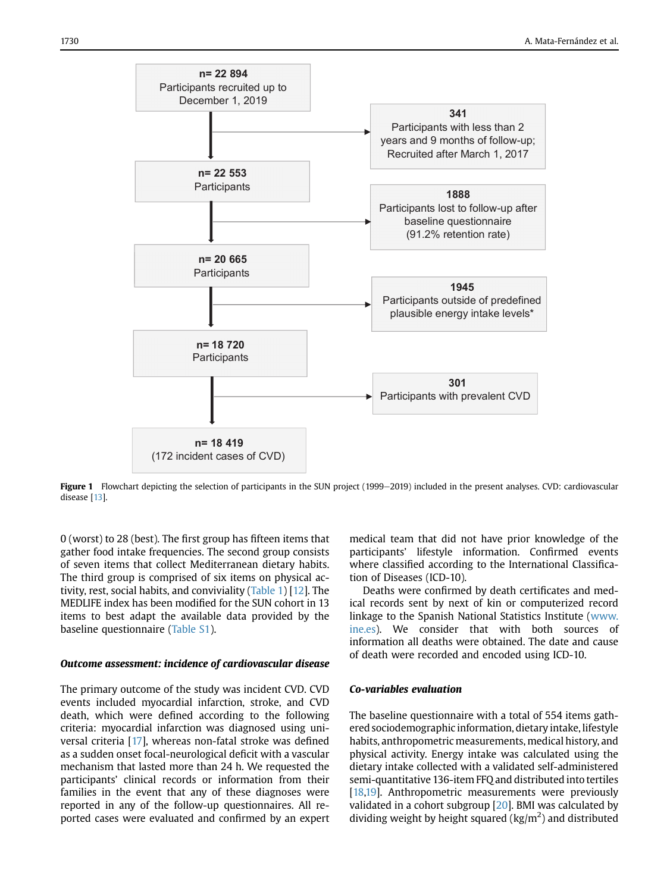**n= 22 894**
Participants recruited up to December 1, 2019

→ **341**
Participants with less than 2 years and 9 months of follow-up; Recruited after March 1, 2017

**n= 22 553**
Participants

→ **1888**
Participants lost to follow-up after baseline questionnaire (91.2% retention rate)

**n= 20 665**
Participants

→ **1945**
Participants outside of predefined plausible energy intake levels*

**n= 18 720**
Participants

→ **301**
Participants with prevalent CVD

**n= 18 419**
(172 incident cases of CVD)

**Figure 1** Flowchart depicting the selection of participants in the SUN project (1999–2019) included in the present analyses. CVD: cardiovascular disease [13].

0 (worst) to 28 (best). The first group has fifteen items that gather food intake frequencies. The second group consists of seven items that collect Mediterranean dietary habits. The third group is comprised of six items on physical activity, rest, social habits, and conviviality (Table 1) [12]. The MEDLIFE index has been modified for the SUN cohort in 13 items to best adapt the available data provided by the baseline questionnaire (Table S1).

### *Outcome assessment: incidence of cardiovascular disease*

The primary outcome of the study was incident CVD. CVD events included myocardial infarction, stroke, and CVD death, which were defined according to the following criteria: myocardial infarction was diagnosed using universal criteria [17], whereas non-fatal stroke was defined as a sudden onset focal-neurological deficit with a vascular mechanism that lasted more than 24 h. We requested the participants' clinical records or information from their families in the event that any of these diagnoses were reported in any of the follow-up questionnaires. All reported cases were evaluated and confirmed by an expert medical team that did not have prior knowledge of the participants' lifestyle information. Confirmed events where classified according to the International Classification of Diseases (ICD-10).

Deaths were confirmed by death certificates and medical records sent by next of kin or computerized record linkage to the Spanish National Statistics Institute (www.ine.es). We consider that with both sources of information all deaths were obtained. The date and cause of death were recorded and encoded using ICD-10.

### *Co-variables evaluation*

The baseline questionnaire with a total of 554 items gathered sociodemographic information, dietary intake, lifestyle habits, anthropometric measurements, medical history, and physical activity. Energy intake was calculated using the dietary intake collected with a validated self-administered semi-quantitative 136-item FFQ and distributed into tertiles [18,19]. Anthropometric measurements were previously validated in a cohort subgroup [20]. BMI was calculated by dividing weight by height squared ($kg/m^2$) and distributed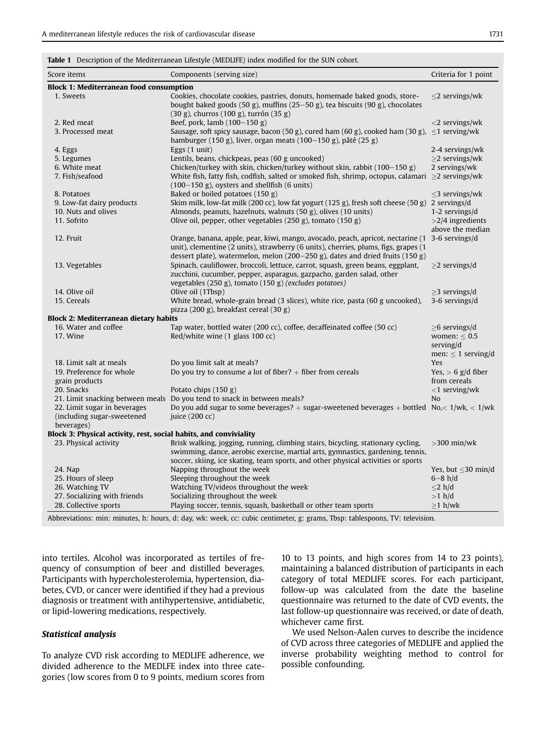**Table 1** Description of the Mediterranean Lifestyle (MEDLIFE) index modified for the SUN cohort.

| Score items | Components (serving size) | Criteria for 1 point |
|---|---|---|
| **Block 1: Mediterranean food consumption** | | |
| 1. Sweets | Cookies, chocolate cookies, pastries, donuts, homemade baked goods, store-bought baked goods (50 g), muffins (25–50 g), tea biscuits (90 g), chocolates (30 g), churros (100 g), turrón (35 g) | ≤2 servings/wk |
| 2. Red meat | Beef, pork, lamb (100–150 g) | <2 servings/wk |
| 3. Processed meat | Sausage, soft spicy sausage, bacon (50 g), cured ham (60 g), cooked ham (30 g), hamburger (150 g), liver, organ meats (100–150 g), pâté (25 g) | ≤1 serving/wk |
| 4. Eggs | Eggs (1 unit) | 2-4 servings/wk |
| 5. Legumes | Lentils, beans, chickpeas, peas (60 g uncooked) | ≥2 servings/wk |
| 6. White meat | Chicken/turkey with skin, chicken/turkey without skin, rabbit (100–150 g) | 2 servings/wk |
| 7. Fish/seafood | White fish, fatty fish, codfish, salted or smoked fish, shrimp, octopus, calamari (100–150 g), oysters and shellfish (6 units) | ≥2 servings/wk |
| 8. Potatoes | Baked or boiled potatoes (150 g) | ≤3 servings/wk |
| 9. Low-fat dairy products | Skim milk, low-fat milk (200 cc), low fat yogurt (125 g), fresh soft cheese (50 g) | 2 servings/d |
| 10. Nuts and olives | Almonds, peanuts, hazelnuts, walnuts (50 g), olives (10 units) | 1-2 servings/d |
| 11. Sofrito | Olive oil, pepper, other vegetables (250 g), tomato (150 g) | >2/4 ingredients above the median |
| 12. Fruit | Orange, banana, apple, pear, kiwi, mango, avocado, peach, apricot, nectarine (1 unit), clementine (2 units), strawberry (6 units), cherries, plums, figs, grapes (1 dessert plate), watermelon, melon (200–250 g), dates and dried fruits (150 g) | 3-6 servings/d |
| 13. Vegetables | Spinach, cauliflower, broccoli, lettuce, carrot, squash, green beans, eggplant, zucchini, cucumber, pepper, asparagus, gazpacho, garden salad, other vegetables (250 g), tomato (150 g) *(excludes potatoes)* | ≥2 servings/d |
| 14. Olive oil | Olive oil (1Tbsp) | ≥3 servings/d |
| 15. Cereals | White bread, whole-grain bread (3 slices), white rice, pasta (60 g uncooked), pizza (200 g), breakfast cereal (30 g) | 3-6 servings/d |
| **Block 2: Mediterranean dietary habits** | | |
| 16. Water and coffee | Tap water, bottled water (200 cc), coffee, decaffeinated coffee (50 cc) | ≥6 servings/d |
| 17. Wine | Red/white wine (1 glass 100 cc) | women: ≤ 0.5 serving/d men: ≤ 1 serving/d |
| 18. Limit salt at meals | Do you limit salt at meals? | Yes |
| 19. Preference for whole grain products | Do you try to consume a lot of fiber? + fiber from cereals | Yes, > 6 g/d fiber from cereals |
| 20. Snacks | Potato chips (150 g) | <1 serving/wk |
| 21. Limit snacking between meals | Do you tend to snack in between meals? | No |
| 22. Limit sugar in beverages (including sugar-sweetened beverages) | Do you add sugar to some beverages? + sugar-sweetened beverages + bottled juice (200 cc) | No,< 1/wk, < 1/wk |
| **Block 3: Physical activity, rest, social habits, and conviviality** | | |
| 23. Physical activity | Brisk walking, jogging, running, climbing stairs, bicycling, stationary cycling, swimming, dance, aerobic exercise, martial arts, gymnastics, gardening, tennis, soccer, skiing, ice skating, team sports, and other physical activities or sports | >300 min/wk |
| 24. Nap | Napping throughout the week | Yes, but ≤30 min/d |
| 25. Hours of sleep | Sleeping throughout the week | 6–8 h/d |
| 26. Watching TV | Watching TV/videos throughout the week | ≤2 h/d |
| 27. Socializing with friends | Socializing throughout the week | >1 h/d |
| 28. Collective sports | Playing soccer, tennis, squash, basketball or other team sports | ≥1 h/wk |

Abbreviations: min: minutes, h: hours, d: day, wk: week, cc: cubic centimeter, g: grams, Tbsp: tablespoons, TV: television.

into tertiles. Alcohol was incorporated as tertiles of frequency of consumption of beer and distilled beverages. Participants with hypercholesterolemia, hypertension, diabetes, CVD, or cancer were identified if they had a previous diagnosis or treatment with antihypertensive, antidiabetic, or lipid-lowering medications, respectively.

### *Statistical analysis*

To analyze CVD risk according to MEDLIFE adherence, we divided adherence to the MEDLFE index into three categories (low scores from 0 to 9 points, medium scores from 10 to 13 points, and high scores from 14 to 23 points), maintaining a balanced distribution of participants in each category of total MEDLIFE scores. For each participant, follow-up was calculated from the date the baseline questionnaire was returned to the date of CVD events, the last follow-up questionnaire was received, or date of death, whichever came first.

We used Nelson-Aalen curves to describe the incidence of CVD across three categories of MEDLIFE and applied the inverse probability weighting method to control for possible confounding.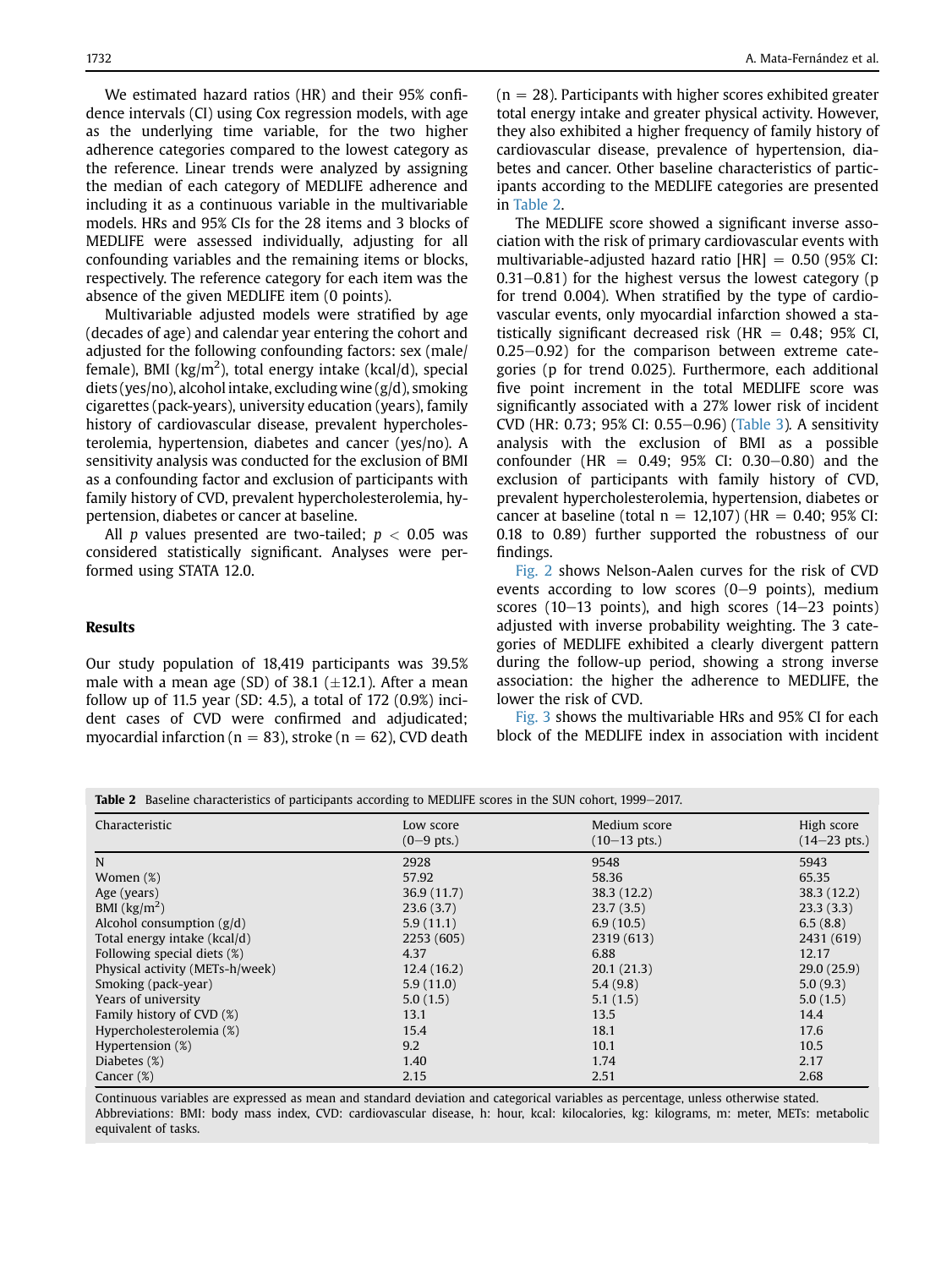We estimated hazard ratios (HR) and their 95% confidence intervals (CI) using Cox regression models, with age as the underlying time variable, for the two higher adherence categories compared to the lowest category as the reference. Linear trends were analyzed by assigning the median of each category of MEDLIFE adherence and including it as a continuous variable in the multivariable models. HRs and 95% CIs for the 28 items and 3 blocks of MEDLIFE were assessed individually, adjusting for all confounding variables and the remaining items or blocks, respectively. The reference category for each item was the absence of the given MEDLIFE item (0 points).

Multivariable adjusted models were stratified by age (decades of age) and calendar year entering the cohort and adjusted for the following confounding factors: sex (male/female), BMI (kg/m$^2$), total energy intake (kcal/d), special diets (yes/no), alcohol intake, excluding wine (g/d), smoking cigarettes (pack-years), university education (years), family history of cardiovascular disease, prevalent hypercholesterolemia, hypertension, diabetes and cancer (yes/no). A sensitivity analysis was conducted for the exclusion of BMI as a confounding factor and exclusion of participants with family history of CVD, prevalent hypercholesterolemia, hypertension, diabetes or cancer at baseline.

All $p$ values presented are two-tailed; $p < 0.05$ was considered statistically significant. Analyses were performed using STATA 12.0.

## Results

Our study population of 18,419 participants was 39.5% male with a mean age (SD) of 38.1 (±12.1). After a mean follow up of 11.5 year (SD: 4.5), a total of 172 (0.9%) incident cases of CVD were confirmed and adjudicated; myocardial infarction (n = 83), stroke (n = 62), CVD death (n = 28). Participants with higher scores exhibited greater total energy intake and greater physical activity. However, they also exhibited a higher frequency of family history of cardiovascular disease, prevalence of hypertension, diabetes and cancer. Other baseline characteristics of participants according to the MEDLIFE categories are presented in Table 2.

The MEDLIFE score showed a significant inverse association with the risk of primary cardiovascular events with multivariable-adjusted hazard ratio [HR] = 0.50 (95% CI: 0.31–0.81) for the highest versus the lowest category (p for trend 0.004). When stratified by the type of cardiovascular events, only myocardial infarction showed a statistically significant decreased risk (HR = 0.48; 95% CI, 0.25–0.92) for the comparison between extreme categories (p for trend 0.025). Furthermore, each additional five point increment in the total MEDLIFE score was significantly associated with a 27% lower risk of incident CVD (HR: 0.73; 95% CI: 0.55–0.96) (Table 3). A sensitivity analysis with the exclusion of BMI as a possible confounder (HR = 0.49; 95% CI: 0.30–0.80) and the exclusion of participants with family history of CVD, prevalent hypercholesterolemia, hypertension, diabetes or cancer at baseline (total n = 12,107) (HR = 0.40; 95% CI: 0.18 to 0.89) further supported the robustness of our findings.

Fig. 2 shows Nelson-Aalen curves for the risk of CVD events according to low scores (0–9 points), medium scores (10–13 points), and high scores (14–23 points) adjusted with inverse probability weighting. The 3 categories of MEDLIFE exhibited a clearly divergent pattern during the follow-up period, showing a strong inverse association: the higher the adherence to MEDLIFE, the lower the risk of CVD.

Fig. 3 shows the multivariable HRs and 95% CI for each block of the MEDLIFE index in association with incident

**Table 2** Baseline characteristics of participants according to MEDLIFE scores in the SUN cohort, 1999–2017.

| Characteristic | Low score (0–9 pts.) | Medium score (10–13 pts.) | High score (14–23 pts.) |
|---|---|---|---|
| N | 2928 | 9548 | 5943 |
| Women (%) | 57.92 | 58.36 | 65.35 |
| Age (years) | 36.9 (11.7) | 38.3 (12.2) | 38.3 (12.2) |
| BMI (kg/m$^2$) | 23.6 (3.7) | 23.7 (3.5) | 23.3 (3.3) |
| Alcohol consumption (g/d) | 5.9 (11.1) | 6.9 (10.5) | 6.5 (8.8) |
| Total energy intake (kcal/d) | 2253 (605) | 2319 (613) | 2431 (619) |
| Following special diets (%) | 4.37 | 6.88 | 12.17 |
| Physical activity (METs-h/week) | 12.4 (16.2) | 20.1 (21.3) | 29.0 (25.9) |
| Smoking (pack-year) | 5.9 (11.0) | 5.4 (9.8) | 5.0 (9.3) |
| Years of university | 5.0 (1.5) | 5.1 (1.5) | 5.0 (1.5) |
| Family history of CVD (%) | 13.1 | 13.5 | 14.4 |
| Hypercholesterolemia (%) | 15.4 | 18.1 | 17.6 |
| Hypertension (%) | 9.2 | 10.1 | 10.5 |
| Diabetes (%) | 1.40 | 1.74 | 2.17 |
| Cancer (%) | 2.15 | 2.51 | 2.68 |

Continuous variables are expressed as mean and standard deviation and categorical variables as percentage, unless otherwise stated.
Abbreviations: BMI: body mass index, CVD: cardiovascular disease, h: hour, kcal: kilocalories, kg: kilograms, m: meter, METs: metabolic equivalent of tasks.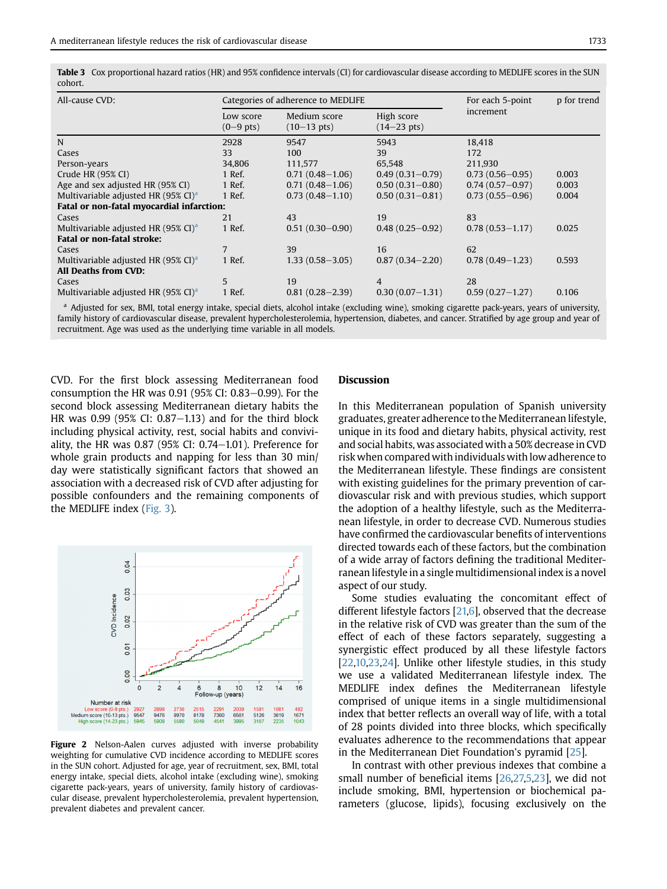**Table 3** Cox proportional hazard ratios (HR) and 95% confidence intervals (CI) for cardiovascular disease according to MEDLIFE scores in the SUN cohort.

| All-cause CVD: | Categories of adherence to MEDLIFE | | | For each 5-point increment | p for trend |
|---|---|---|---|---|---|
| | Low score (0–9 pts) | Medium score (10–13 pts) | High score (14–23 pts) | | |
| N | 2928 | 9547 | 5943 | 18,418 | |
| Cases | 33 | 100 | 39 | 172 | |
| Person-years | 34,806 | 111,577 | 65,548 | 211,930 | |
| Crude HR (95% CI) | 1 Ref. | 0.71 (0.48–1.06) | 0.49 (0.31–0.79) | 0.73 (0.56–0.95) | 0.003 |
| Age and sex adjusted HR (95% CI) | 1 Ref. | 0.71 (0.48–1.06) | 0.50 (0.31–0.80) | 0.74 (0.57–0.97) | 0.003 |
| Multivariable adjusted HR (95% CI)[a] | 1 Ref. | 0.73 (0.48–1.10) | 0.50 (0.31–0.81) | 0.73 (0.55–0.96) | 0.004 |
| **Fatal or non-fatal myocardial infarction:** | | | | | |
| Cases | 21 | 43 | 19 | 83 | |
| Multivariable adjusted HR (95% CI)[a] | 1 Ref. | 0.51 (0.30–0.90) | 0.48 (0.25–0.92) | 0.78 (0.53–1.17) | 0.025 |
| **Fatal or non-fatal stroke:** | | | | | |
| Cases | 7 | 39 | 16 | 62 | |
| Multivariable adjusted HR (95% CI)[a] | 1 Ref. | 1.33 (0.58–3.05) | 0.87 (0.34–2.20) | 0.78 (0.49–1.23) | 0.593 |
| **All Deaths from CVD:** | | | | | |
| Cases | 5 | 19 | 4 | 28 | |
| Multivariable adjusted HR (95% CI)[a] | 1 Ref. | 0.81 (0.28–2.39) | 0.30 (0.07–1.31) | 0.59 (0.27–1.27) | 0.106 |

[a] Adjusted for sex, BMI, total energy intake, special diets, alcohol intake (excluding wine), smoking cigarette pack-years, years of university, family history of cardiovascular disease, prevalent hypercholesterolemia, hypertension, diabetes, and cancer. Stratified by age group and year of recruitment. Age was used as the underlying time variable in all models.

CVD. For the first block assessing Mediterranean food consumption the HR was 0.91 (95% CI: 0.83–0.99). For the second block assessing Mediterranean dietary habits the HR was 0.99 (95% CI: 0.87–1.13) and for the third block including physical activity, rest, social habits and conviviality, the HR was 0.87 (95% CI: 0.74–1.01). Preference for whole grain products and napping for less than 30 min/day were statistically significant factors that showed an association with a decreased risk of CVD after adjusting for possible confounders and the remaining components of the MEDLIFE index (Fig. 3).

**Figure 2** Nelson-Aalen curves adjusted with inverse probability weighting for cumulative CVD incidence according to MEDLIFE scores in the SUN cohort. Adjusted for age, year of recruitment, sex, BMI, total energy intake, special diets, alcohol intake (excluding wine), smoking cigarette pack-years, years of university, family history of cardiovascular disease, prevalent hypercholesterolemia, prevalent hypertension, prevalent diabetes and prevalent cancer.

## Discussion

In this Mediterranean population of Spanish university graduates, greater adherence to the Mediterranean lifestyle, unique in its food and dietary habits, physical activity, rest and social habits, was associated with a 50% decrease in CVD risk when compared with individuals with low adherence to the Mediterranean lifestyle. These findings are consistent with existing guidelines for the primary prevention of cardiovascular risk and with previous studies, which support the adoption of a healthy lifestyle, such as the Mediterranean lifestyle, in order to decrease CVD. Numerous studies have confirmed the cardiovascular benefits of interventions directed towards each of these factors, but the combination of a wide array of factors defining the traditional Mediterranean lifestyle in a single multidimensional index is a novel aspect of our study.

Some studies evaluating the concomitant effect of different lifestyle factors [21,6], observed that the decrease in the relative risk of CVD was greater than the sum of the effect of each of these factors separately, suggesting a synergistic effect produced by all these lifestyle factors [22,10,23,24]. Unlike other lifestyle studies, in this study we use a validated Mediterranean lifestyle index. The MEDLIFE index defines the Mediterranean lifestyle comprised of unique items in a single multidimensional index that better reflects an overall way of life, with a total of 28 points divided into three blocks, which specifically evaluates adherence to the recommendations that appear in the Mediterranean Diet Foundation's pyramid [25].

In contrast with other previous indexes that combine a small number of beneficial items [26,27,5,23], we did not include smoking, BMI, hypertension or biochemical parameters (glucose, lipids), focusing exclusively on the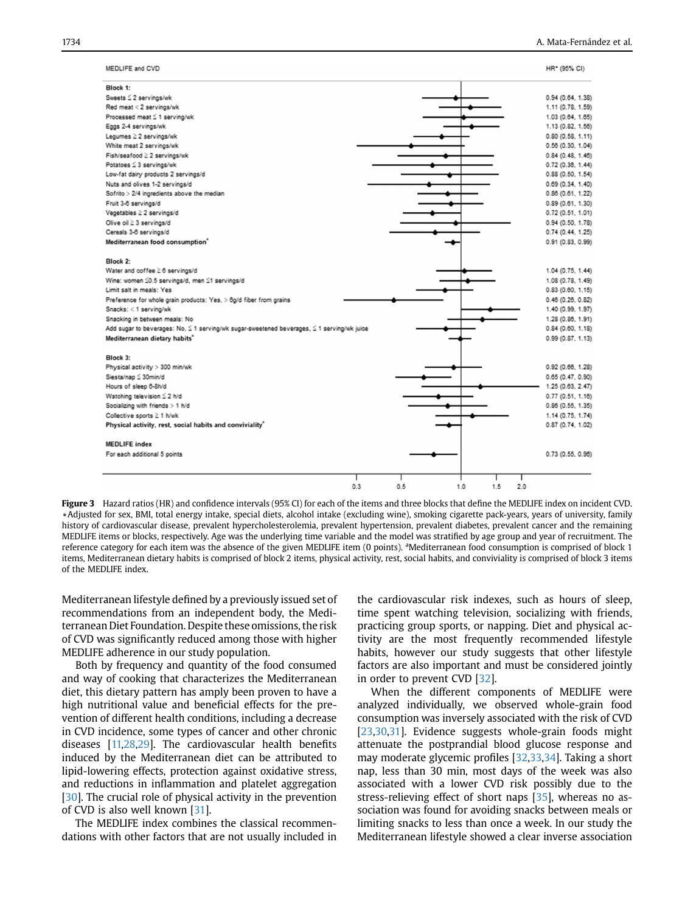MEDLIFE and CVD

| | HR* (95% CI) |
|---|---|
| **Block 1:** | |
| Sweets ≤ 2 servings/wk | 0.94 (0.64, 1.38) |
| Red meat < 2 servings/wk | 1.11 (0.78, 1.59) |
| Processed meat ≤ 1 serving/wk | 1.03 (0.64, 1.65) |
| Eggs 2-4 servings/wk | 1.13 (0.82, 1.56) |
| Legumes ≥ 2 servings/wk | 0.80 (0.58, 1.11) |
| White meat 2 servings/wk | 0.56 (0.30, 1.04) |
| Fish/seafood ≥ 2 servings/wk | 0.84 (0.48, 1.46) |
| Potatoes ≤ 3 servings/wk | 0.72 (0.36, 1.44) |
| Low-fat dairy products 2 servings/d | 0.88 (0.50, 1.54) |
| Nuts and olives 1-2 servings/d | 0.69 (0.34, 1.40) |
| Sofrito > 2/4 ingredients above the median | 0.86 (0.61, 1.22) |
| Fruit 3-6 servings/d | 0.89 (0.61, 1.30) |
| Vegetables ≥ 2 servings/d | 0.72 (0.51, 1.01) |
| Olive oil ≥ 3 servings/d | 0.94 (0.50, 1.78) |
| Cereals 3-6 servings/d | 0.74 (0.44, 1.25) |
| **Mediterranean food consumption**[a] | 0.91 (0.83, 0.99) |
| **Block 2:** | |
| Water and coffee ≥ 6 servings/d | 1.04 (0.75, 1.44) |
| Wine: women ≤0.5 servings/d, men ≤1 servings/d | 1.08 (0.78, 1.49) |
| Limit salt in meals: Yes | 0.83 (0.60, 1.15) |
| Preference for whole grain products: Yes, > 6g/d fiber from grains | 0.46 (0.26, 0.82) |
| Snacks: < 1 serving/wk | 1.40 (0.99, 1.97) |
| Snacking in between meals: No | 1.28 (0.86, 1.91) |
| Add sugar to beverages: No, ≤ 1 serving/wk sugar-sweetened beverages, ≤ 1 serving/wk juice | 0.84 (0.60, 1.18) |
| **Mediterranean dietary habits**[a] | 0.99 (0.87, 1.13) |
| **Block 3:** | |
| Physical activity > 300 min/wk | 0.92 (0.66, 1.28) |
| Siesta/nap ≤ 30min/d | 0.65 (0.47, 0.90) |
| Hours of sleep 6-8h/d | 1.25 (0.63, 2.47) |
| Watching television ≤ 2 h/d | 0.77 (0.51, 1.16) |
| Socializing with friends > 1 h/d | 0.86 (0.55, 1.35) |
| Collective sports ≥ 1 h/wk | 1.14 (0.75, 1.74) |
| **Physical activity, rest, social habits and conviviality**[a] | 0.87 (0.74, 1.02) |
| **MEDLIFE index** | |
| For each additional 5 points | 0.73 (0.55, 0.96) |

**Figure 3** Hazard ratios (HR) and confidence intervals (95% CI) for each of the items and three blocks that define the MEDLIFE index on incident CVD. *Adjusted for sex, BMI, total energy intake, special diets, alcohol intake (excluding wine), smoking cigarette pack-years, years of university, family history of cardiovascular disease, prevalent hypercholesterolemia, prevalent hypertension, prevalent diabetes, prevalent cancer and the remaining MEDLIFE items or blocks, respectively. Age was the underlying time variable and the model was stratified by age group and year of recruitment. The reference category for each item was the absence of the given MEDLIFE item (0 points). [a]Mediterranean food consumption is comprised of block 1 items, Mediterranean dietary habits is comprised of block 2 items, physical activity, rest, social habits, and conviviality is comprised of block 3 items of the MEDLIFE index.

Mediterranean lifestyle defined by a previously issued set of recommendations from an independent body, the Mediterranean Diet Foundation. Despite these omissions, the risk of CVD was significantly reduced among those with higher MEDLIFE adherence in our study population.

Both by frequency and quantity of the food consumed and way of cooking that characterizes the Mediterranean diet, this dietary pattern has amply been proven to have a high nutritional value and beneficial effects for the prevention of different health conditions, including a decrease in CVD incidence, some types of cancer and other chronic diseases [11,28,29]. The cardiovascular health benefits induced by the Mediterranean diet can be attributed to lipid-lowering effects, protection against oxidative stress, and reductions in inflammation and platelet aggregation [30]. The crucial role of physical activity in the prevention of CVD is also well known [31].

The MEDLIFE index combines the classical recommendations with other factors that are not usually included in the cardiovascular risk indexes, such as hours of sleep, time spent watching television, socializing with friends, practicing group sports, or napping. Diet and physical activity are the most frequently recommended lifestyle habits, however our study suggests that other lifestyle factors are also important and must be considered jointly in order to prevent CVD [32].

When the different components of MEDLIFE were analyzed individually, we observed whole-grain food consumption was inversely associated with the risk of CVD [23,30,31]. Evidence suggests whole-grain foods might attenuate the postprandial blood glucose response and may moderate glycemic profiles [32,33,34]. Taking a short nap, less than 30 min, most days of the week was also associated with a lower CVD risk possibly due to the stress-relieving effect of short naps [35], whereas no association was found for avoiding snacks between meals or limiting snacks to less than once a week. In our study the Mediterranean lifestyle showed a clear inverse association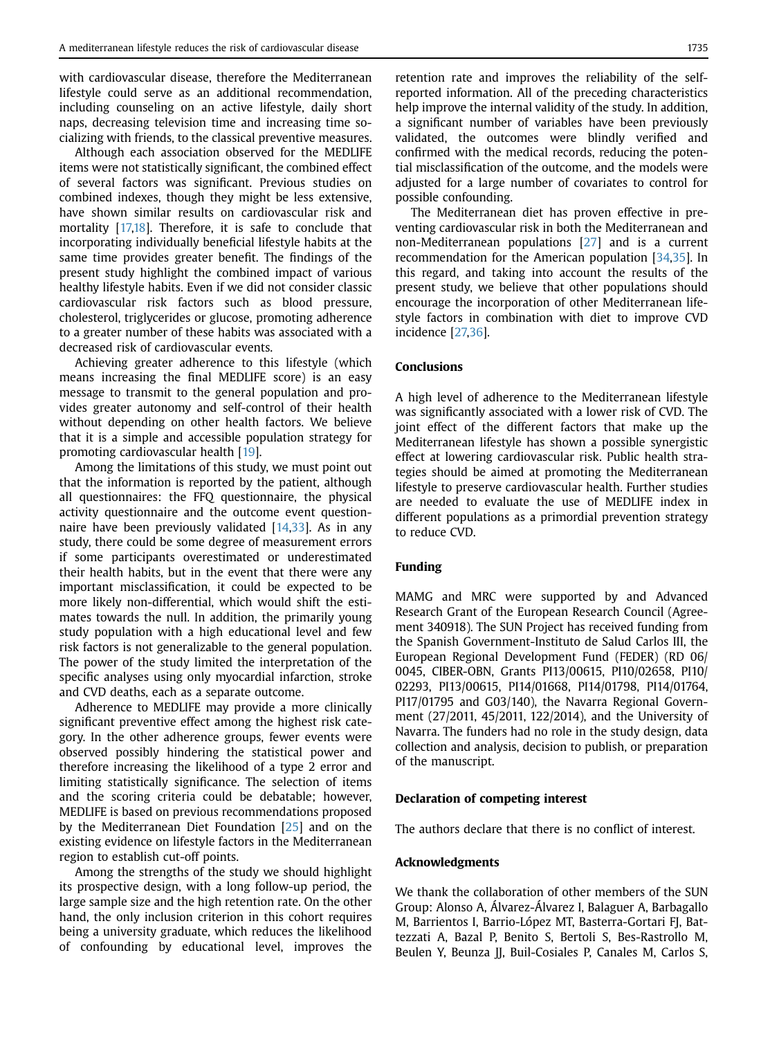with cardiovascular disease, therefore the Mediterranean lifestyle could serve as an additional recommendation, including counseling on an active lifestyle, daily short naps, decreasing television time and increasing time socializing with friends, to the classical preventive measures.

Although each association observed for the MEDLIFE items were not statistically significant, the combined effect of several factors was significant. Previous studies on combined indexes, though they might be less extensive, have shown similar results on cardiovascular risk and mortality [17,18]. Therefore, it is safe to conclude that incorporating individually beneficial lifestyle habits at the same time provides greater benefit. The findings of the present study highlight the combined impact of various healthy lifestyle habits. Even if we did not consider classic cardiovascular risk factors such as blood pressure, cholesterol, triglycerides or glucose, promoting adherence to a greater number of these habits was associated with a decreased risk of cardiovascular events.

Achieving greater adherence to this lifestyle (which means increasing the final MEDLIFE score) is an easy message to transmit to the general population and provides greater autonomy and self-control of their health without depending on other health factors. We believe that it is a simple and accessible population strategy for promoting cardiovascular health [19].

Among the limitations of this study, we must point out that the information is reported by the patient, although all questionnaires: the FFQ questionnaire, the physical activity questionnaire and the outcome event questionnaire have been previously validated [14,33]. As in any study, there could be some degree of measurement errors if some participants overestimated or underestimated their health habits, but in the event that there were any important misclassification, it could be expected to be more likely non-differential, which would shift the estimates towards the null. In addition, the primarily young study population with a high educational level and few risk factors is not generalizable to the general population. The power of the study limited the interpretation of the specific analyses using only myocardial infarction, stroke and CVD deaths, each as a separate outcome.

Adherence to MEDLIFE may provide a more clinically significant preventive effect among the highest risk category. In the other adherence groups, fewer events were observed possibly hindering the statistical power and therefore increasing the likelihood of a type 2 error and limiting statistically significance. The selection of items and the scoring criteria could be debatable; however, MEDLIFE is based on previous recommendations proposed by the Mediterranean Diet Foundation [25] and on the existing evidence on lifestyle factors in the Mediterranean region to establish cut-off points.

Among the strengths of the study we should highlight its prospective design, with a long follow-up period, the large sample size and the high retention rate. On the other hand, the only inclusion criterion in this cohort requires being a university graduate, which reduces the likelihood of confounding by educational level, improves the retention rate and improves the reliability of the self-reported information. All of the preceding characteristics help improve the internal validity of the study. In addition, a significant number of variables have been previously validated, the outcomes were blindly verified and confirmed with the medical records, reducing the potential misclassification of the outcome, and the models were adjusted for a large number of covariates to control for possible confounding.

The Mediterranean diet has proven effective in preventing cardiovascular risk in both the Mediterranean and non-Mediterranean populations [27] and is a current recommendation for the American population [34,35]. In this regard, and taking into account the results of the present study, we believe that other populations should encourage the incorporation of other Mediterranean lifestyle factors in combination with diet to improve CVD incidence [27,36].

## Conclusions

A high level of adherence to the Mediterranean lifestyle was significantly associated with a lower risk of CVD. The joint effect of the different factors that make up the Mediterranean lifestyle has shown a possible synergistic effect at lowering cardiovascular risk. Public health strategies should be aimed at promoting the Mediterranean lifestyle to preserve cardiovascular health. Further studies are needed to evaluate the use of MEDLIFE index in different populations as a primordial prevention strategy to reduce CVD.

## Funding

MAMG and MRC were supported by and Advanced Research Grant of the European Research Council (Agreement 340918). The SUN Project has received funding from the Spanish Government-Instituto de Salud Carlos III, the European Regional Development Fund (FEDER) (RD 06/0045, CIBER-OBN, Grants PI13/00615, PI10/02658, PI10/02293, PI13/00615, PI14/01668, PI14/01798, PI14/01764, PI17/01795 and G03/140), the Navarra Regional Government (27/2011, 45/2011, 122/2014), and the University of Navarra. The funders had no role in the study design, data collection and analysis, decision to publish, or preparation of the manuscript.

## Declaration of competing interest

The authors declare that there is no conflict of interest.

## Acknowledgments

We thank the collaboration of other members of the SUN Group: Alonso A, Álvarez-Álvarez I, Balaguer A, Barbagallo M, Barrientos I, Barrio-López MT, Basterra-Gortari FJ, Battezzati A, Bazal P, Benito S, Bertoli S, Bes-Rastrollo M, Beulen Y, Beunza JJ, Buil-Cosiales P, Canales M, Carlos S,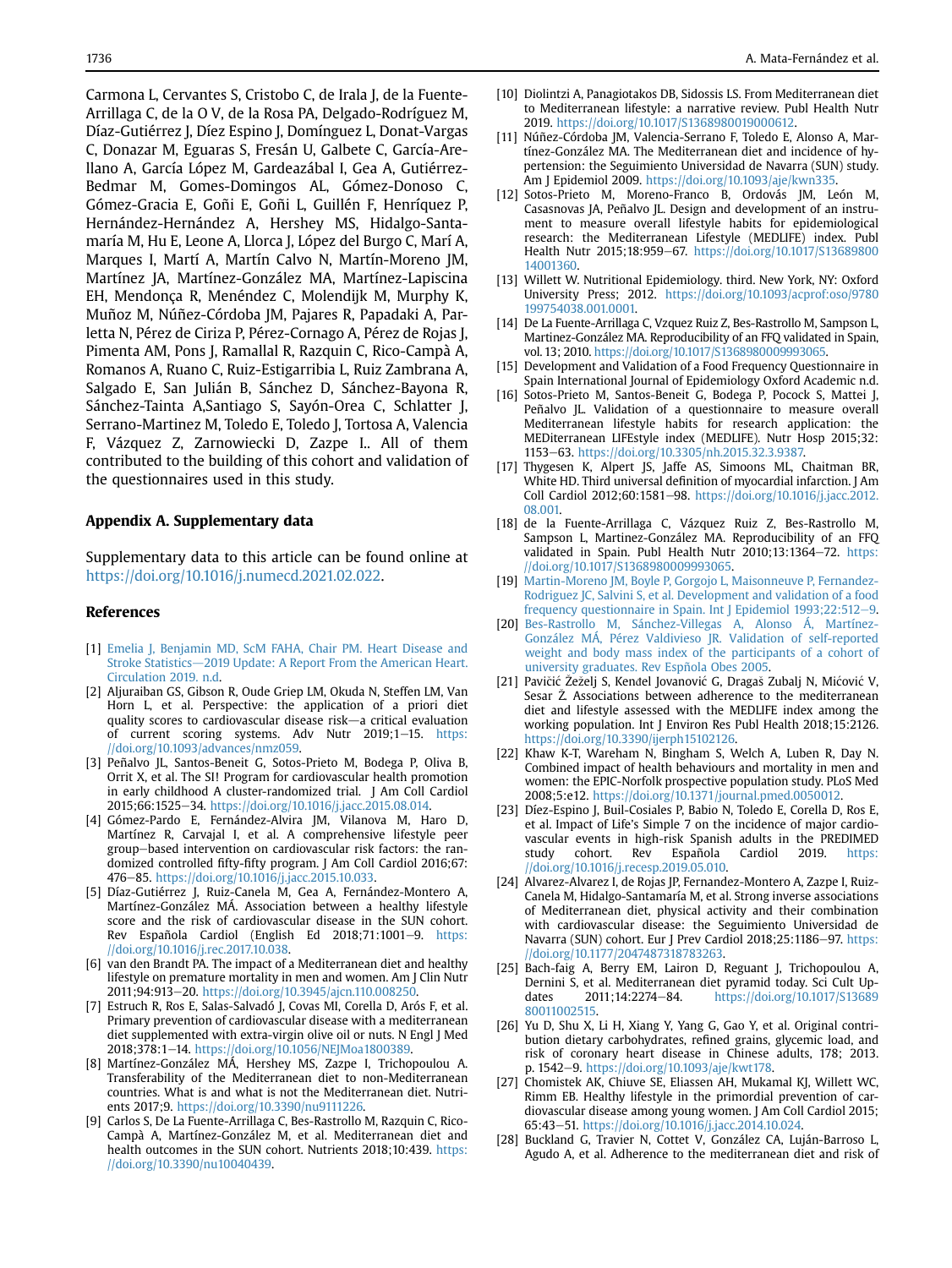Carmona L, Cervantes S, Cristobo C, de Irala J, de la Fuente-Arrillaga C, de la O V, de la Rosa PA, Delgado-Rodríguez M, Díaz-Gutiérrez J, Díez Espino J, Domínguez L, Donat-Vargas C, Donazar M, Eguaras S, Fresán U, Galbete C, García-Arellano A, García López M, Gardeazábal I, Gea A, Gutiérrez-Bedmar M, Gomes-Domingos AL, Gómez-Donoso C, Gómez-Gracia E, Goñi E, Goñi L, Guillén F, Henríquez P, Hernández-Hernández A, Hershey MS, Hidalgo-Santamaría M, Hu E, Leone A, Llorca J, López del Burgo C, Marí A, Marques I, Martí A, Martín Calvo N, Martín-Moreno JM, Martínez JA, Martínez-González MA, Martínez-Lapiscina EH, Mendonça R, Menéndez C, Molendijk M, Murphy K, Muñoz M, Núñez-Córdoba JM, Pajares R, Papadaki A, Parletta N, Pérez de Ciriza P, Pérez-Cornago A, Pérez de Rojas J, Pimenta AM, Pons J, Ramallal R, Razquin C, Rico-Campà A, Romanos A, Ruano C, Ruiz-Estigarribia L, Ruiz Zambrana A, Salgado E, San Julián B, Sánchez D, Sánchez-Bayona R, Sánchez-Tainta A,Santiago S, Sayón-Orea C, Schlatter J, Serrano-Martinez M, Toledo E, Toledo J, Tortosa A, Valencia F, Vázquez Z, Zarnowiecki D, Zazpe I.. All of them contributed to the building of this cohort and validation of the questionnaires used in this study.

## Appendix A. Supplementary data

Supplementary data to this article can be found online at https://doi.org/10.1016/j.numecd.2021.02.022.

## References

[1] Emelia J, Benjamin MD, ScM FAHA, Chair PM. Heart Disease and Stroke Statistics—2019 Update: A Report From the American Heart. Circulation 2019. n.d.

[2] Aljuraiban GS, Gibson R, Oude Griep LM, Okuda N, Steffen LM, Van Horn L, et al. Perspective: the application of a priori diet quality scores to cardiovascular disease risk—a critical evaluation of current scoring systems. Adv Nutr 2019;1–15. https://doi.org/10.1093/advances/nmz059.

[3] Peñalvo JL, Santos-Beneit G, Sotos-Prieto M, Bodega P, Oliva B, Orrit X, et al. The SI! Program for cardiovascular health promotion in early childhood A cluster-randomized trial. J Am Coll Cardiol 2015;66:1525–34. https://doi.org/10.1016/j.jacc.2015.08.014.

[4] Gómez-Pardo E, Fernández-Alvira JM, Vilanova M, Haro D, Martínez R, Carvajal I, et al. A comprehensive lifestyle peer group–based intervention on cardiovascular risk factors: the randomized controlled fifty-fifty program. J Am Coll Cardiol 2016;67:476–85. https://doi.org/10.1016/j.jacc.2015.10.033.

[5] Díaz-Gutiérrez J, Ruiz-Canela M, Gea A, Fernández-Montero A, Martínez-González MÁ. Association between a healthy lifestyle score and the risk of cardiovascular disease in the SUN cohort. Rev Española Cardiol (English Ed 2018;71:1001–9. https://doi.org/10.1016/j.rec.2017.10.038.

[6] van den Brandt PA. The impact of a Mediterranean diet and healthy lifestyle on premature mortality in men and women. Am J Clin Nutr 2011;94:913–20. https://doi.org/10.3945/ajcn.110.008250.

[7] Estruch R, Ros E, Salas-Salvadó J, Covas MI, Corella D, Arós F, et al. Primary prevention of cardiovascular disease with a mediterranean diet supplemented with extra-virgin olive oil or nuts. N Engl J Med 2018;378:1–14. https://doi.org/10.1056/NEJMoa1800389.

[8] Martínez-González MÁ, Hershey MS, Zazpe I, Trichopoulou A. Transferability of the Mediterranean diet to non-Mediterranean countries. What is and what is not the Mediterranean diet. Nutrients 2017;9. https://doi.org/10.3390/nu9111226.

[9] Carlos S, De La Fuente-Arrillaga C, Bes-Rastrollo M, Razquin C, Rico-Campà A, Martínez-González M, et al. Mediterranean diet and health outcomes in the SUN cohort. Nutrients 2018;10:439. https://doi.org/10.3390/nu10040439.

[10] Diolintzi A, Panagiotakos DB, Sidossis LS. From Mediterranean diet to Mediterranean lifestyle: a narrative review. Publ Health Nutr 2019. https://doi.org/10.1017/S1368980019000612.

[11] Núñez-Córdoba JM, Valencia-Serrano F, Toledo E, Alonso A, Martínez-González MA. The Mediterranean diet and incidence of hypertension: the Seguimiento Universidad de Navarra (SUN) study. Am J Epidemiol 2009. https://doi.org/10.1093/aje/kwn335.

[12] Sotos-Prieto M, Moreno-Franco B, Ordovás JM, León M, Casasnovas JA, Peñalvo JL. Design and development of an instrument to measure overall lifestyle habits for epidemiological research: the Mediterranean Lifestyle (MEDLIFE) index. Publ Health Nutr 2015;18:959–67. https://doi.org/10.1017/S1368980014001360.

[13] Willett W. Nutritional Epidemiology. third. New York, NY: Oxford University Press; 2012. https://doi.org/10.1093/acprof:oso/9780199754038.001.0001.

[14] De La Fuente-Arrillaga C, Vzquez Ruiz Z, Bes-Rastrollo M, Sampson L, Martinez-González MA. Reproducibility of an FFQ validated in Spain, vol. 13; 2010. https://doi.org/10.1017/S1368980009993065.

[15] Development and Validation of a Food Frequency Questionnaire in Spain International Journal of Epidemiology Oxford Academic n.d.

[16] Sotos-Prieto M, Santos-Beneit G, Bodega P, Pocock S, Mattei J, Peñalvo JL. Validation of a questionnaire to measure overall Mediterranean lifestyle habits for research application: the MEDiterranean LIFEstyle index (MEDLIFE). Nutr Hosp 2015;32:1153–63. https://doi.org/10.3305/nh.2015.32.3.9387.

[17] Thygesen K, Alpert JS, Jaffe AS, Simoons ML, Chaitman BR, White HD. Third universal definition of myocardial infarction. J Am Coll Cardiol 2012;60:1581–98. https://doi.org/10.1016/j.jacc.2012.08.001.

[18] de la Fuente-Arrillaga C, Vázquez Ruiz Z, Bes-Rastrollo M, Sampson L, Martinez-González MA. Reproducibility of an FFQ validated in Spain. Publ Health Nutr 2010;13:1364–72. https://doi.org/10.1017/S1368980009993065.

[19] Martin-Moreno JM, Boyle P, Gorgojo L, Maisonneuve P, Fernandez-Rodriguez JC, Salvini S, et al. Development and validation of a food frequency questionnaire in Spain. Int J Epidemiol 1993;22:512–9.

[20] Bes-Rastrollo M, Sánchez-Villegas A, Alonso Á, Martínez-González MÁ, Pérez Valdivieso JR. Validation of self-reported weight and body mass index of the participants of a cohort of university graduates. Rev Espñola Obes 2005.

[21] Pavičić Žeželj S, Kenđel Jovanović G, Dragaš Zubalj N, Mićović V, Sesar Ž. Associations between adherence to the mediterranean diet and lifestyle assessed with the MEDLIFE index among the working population. Int J Environ Res Publ Health 2018;15:2126. https://doi.org/10.3390/ijerph15102126.

[22] Khaw K-T, Wareham N, Bingham S, Welch A, Luben R, Day N. Combined impact of health behaviours and mortality in men and women: the EPIC-Norfolk prospective population study. PLoS Med 2008;5:e12. https://doi.org/10.1371/journal.pmed.0050012.

[23] Díez-Espino J, Buil-Cosiales P, Babio N, Toledo E, Corella D, Ros E, et al. Impact of Life's Simple 7 on the incidence of major cardiovascular events in high-risk Spanish adults in the PREDIMED study cohort. Rev Española Cardiol 2019. https://doi.org/10.1016/j.recesp.2019.05.010.

[24] Alvarez-Alvarez I, de Rojas JP, Fernandez-Montero A, Zazpe I, Ruiz-Canela M, Hidalgo-Santamaría M, et al. Strong inverse associations of Mediterranean diet, physical activity and their combination with cardiovascular disease: the Seguimiento Universidad de Navarra (SUN) cohort. Eur J Prev Cardiol 2018;25:1186–97. https://doi.org/10.1177/2047487318783263.

[25] Bach-faig A, Berry EM, Lairon D, Reguant J, Trichopoulou A, Dernini S, et al. Mediterranean diet pyramid today. Sci Cult Updates 2011;14:2274–84. https://doi.org/10.1017/S1368980011002515.

[26] Yu D, Shu X, Li H, Xiang Y, Yang G, Gao Y, et al. Original contribution dietary carbohydrates, refined grains, glycemic load, and risk of coronary heart disease in Chinese adults, 178; 2013. p. 1542–9. https://doi.org/10.1093/aje/kwt178.

[27] Chomistek AK, Chiuve SE, Eliassen AH, Mukamal KJ, Willett WC, Rimm EB. Healthy lifestyle in the primordial prevention of cardiovascular disease among young women. J Am Coll Cardiol 2015;65:43–51. https://doi.org/10.1016/j.jacc.2014.10.024.

[28] Buckland G, Travier N, Cottet V, González CA, Luján-Barroso L, Agudo A, et al. Adherence to the mediterranean diet and risk of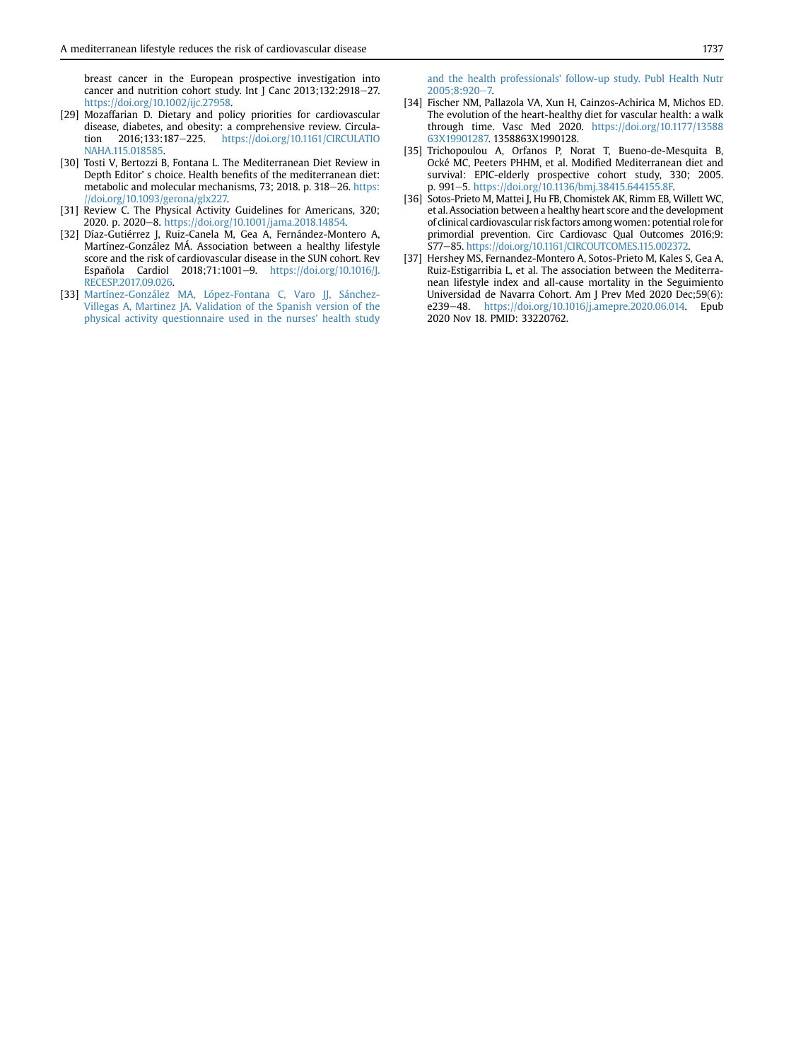breast cancer in the European prospective investigation into cancer and nutrition cohort study. Int J Canc 2013;132:2918–27. https://doi.org/10.1002/ijc.27958.

[29] Mozaffarian D. Dietary and policy priorities for cardiovascular disease, diabetes, and obesity: a comprehensive review. Circulation 2016;133:187–225. https://doi.org/10.1161/CIRCULATIONAHA.115.018585.

[30] Tosti V, Bertozzi B, Fontana L. The Mediterranean Diet Review in Depth Editor' s choice. Health benefits of the mediterranean diet: metabolic and molecular mechanisms, 73; 2018. p. 318–26. https://doi.org/10.1093/gerona/glx227.

[31] Review C. The Physical Activity Guidelines for Americans, 320; 2020. p. 2020–8. https://doi.org/10.1001/jama.2018.14854.

[32] Díaz-Gutiérrez J, Ruiz-Canela M, Gea A, Fernández-Montero A, Martínez-González MÁ. Association between a healthy lifestyle score and the risk of cardiovascular disease in the SUN cohort. Rev Española Cardiol 2018;71:1001–9. https://doi.org/10.1016/J.RECESP.2017.09.026.

[33] Martínez-González MA, López-Fontana C, Varo JJ, Sánchez-Villegas A, Martinez JA. Validation of the Spanish version of the physical activity questionnaire used in the nurses' health study and the health professionals' follow-up study. Publ Health Nutr 2005;8:920–7.

[34] Fischer NM, Pallazola VA, Xun H, Cainzos-Achirica M, Michos ED. The evolution of the heart-healthy diet for vascular health: a walk through time. Vasc Med 2020. https://doi.org/10.1177/1358863X19901287. 1358863X1990128.

[35] Trichopoulou A, Orfanos P, Norat T, Bueno-de-Mesquita B, Ocké MC, Peeters PHHM, et al. Modified Mediterranean diet and survival: EPIC-elderly prospective cohort study, 330; 2005. p. 991–5. https://doi.org/10.1136/bmj.38415.644155.8F.

[36] Sotos-Prieto M, Mattei J, Hu FB, Chomistek AK, Rimm EB, Willett WC, et al. Association between a healthy heart score and the development of clinical cardiovascular risk factors among women: potential role for primordial prevention. Circ Cardiovasc Qual Outcomes 2016;9: S77–85. https://doi.org/10.1161/CIRCOUTCOMES.115.002372.

[37] Hershey MS, Fernandez-Montero A, Sotos-Prieto M, Kales S, Gea A, Ruiz-Estigarribia L, et al. The association between the Mediterranean lifestyle index and all-cause mortality in the Seguimiento Universidad de Navarra Cohort. Am J Prev Med 2020 Dec;59(6): e239–48. https://doi.org/10.1016/j.amepre.2020.06.014. Epub 2020 Nov 18. PMID: 33220762.